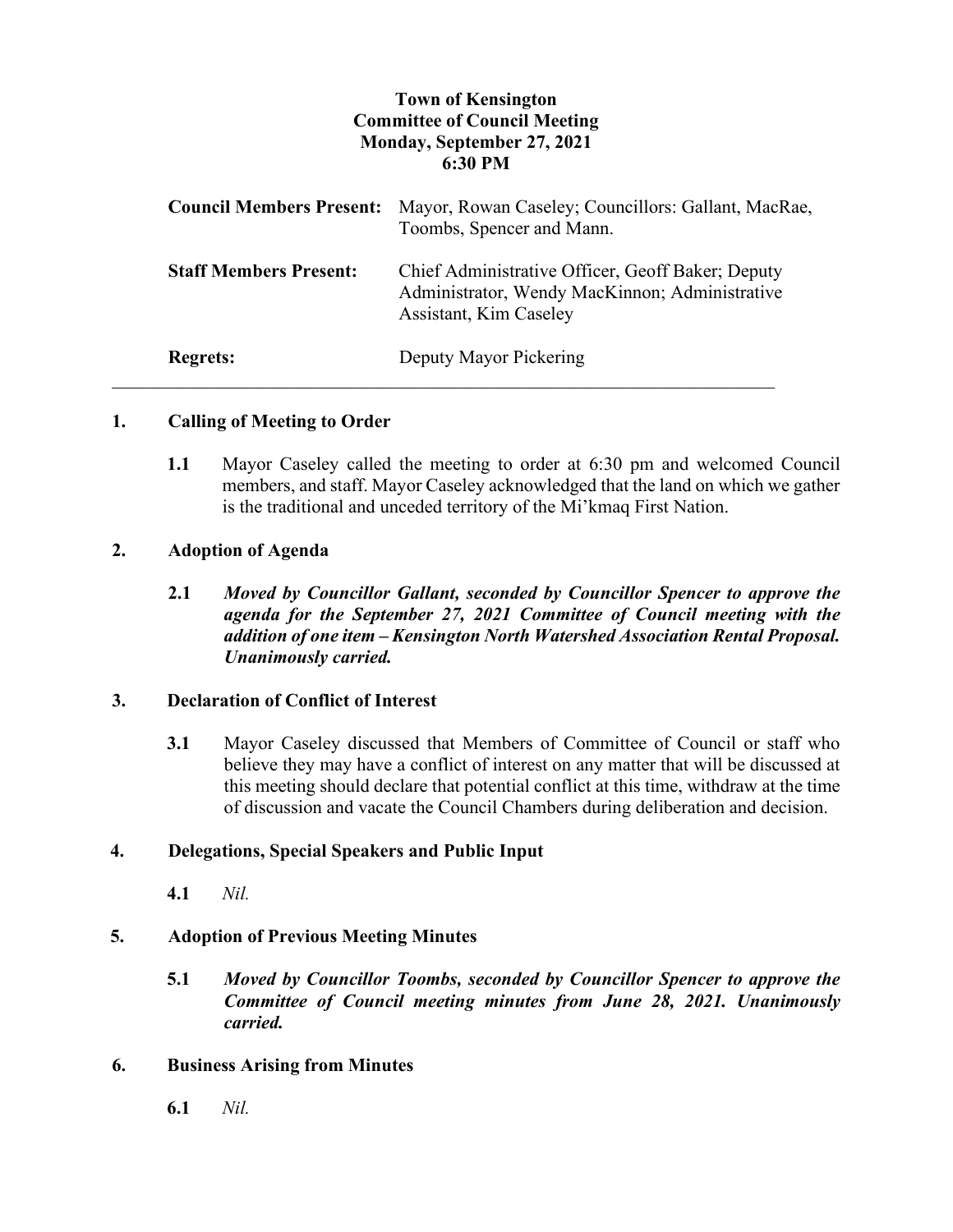**Town of Kensington**
**Committee of Council Meeting**
**Monday, September 27, 2021**
**6:30 PM**

| | |
|---|---|
| **Council Members Present:** | Mayor, Rowan Caseley; Councillors: Gallant, MacRae, Toombs, Spencer and Mann. |
| **Staff Members Present:** | Chief Administrative Officer, Geoff Baker; Deputy Administrator, Wendy MacKinnon; Administrative Assistant, Kim Caseley |
| **Regrets:** | Deputy Mayor Pickering |

---

## 1. Calling of Meeting to Order

**1.1** Mayor Caseley called the meeting to order at 6:30 pm and welcomed Council members, and staff. Mayor Caseley acknowledged that the land on which we gather is the traditional and unceded territory of the Mi'kmaq First Nation.

## 2. Adoption of Agenda

**2.1** ***Moved by Councillor Gallant, seconded by Councillor Spencer to approve the agenda for the September 27, 2021 Committee of Council meeting with the addition of one item – Kensington North Watershed Association Rental Proposal. Unanimously carried.***

## 3. Declaration of Conflict of Interest

**3.1** Mayor Caseley discussed that Members of Committee of Council or staff who believe they may have a conflict of interest on any matter that will be discussed at this meeting should declare that potential conflict at this time, withdraw at the time of discussion and vacate the Council Chambers during deliberation and decision.

## 4. Delegations, Special Speakers and Public Input

**4.1** *Nil.*

## 5. Adoption of Previous Meeting Minutes

**5.1** ***Moved by Councillor Toombs, seconded by Councillor Spencer to approve the Committee of Council meeting minutes from June 28, 2021. Unanimously carried.***

## 6. Business Arising from Minutes

**6.1** *Nil.*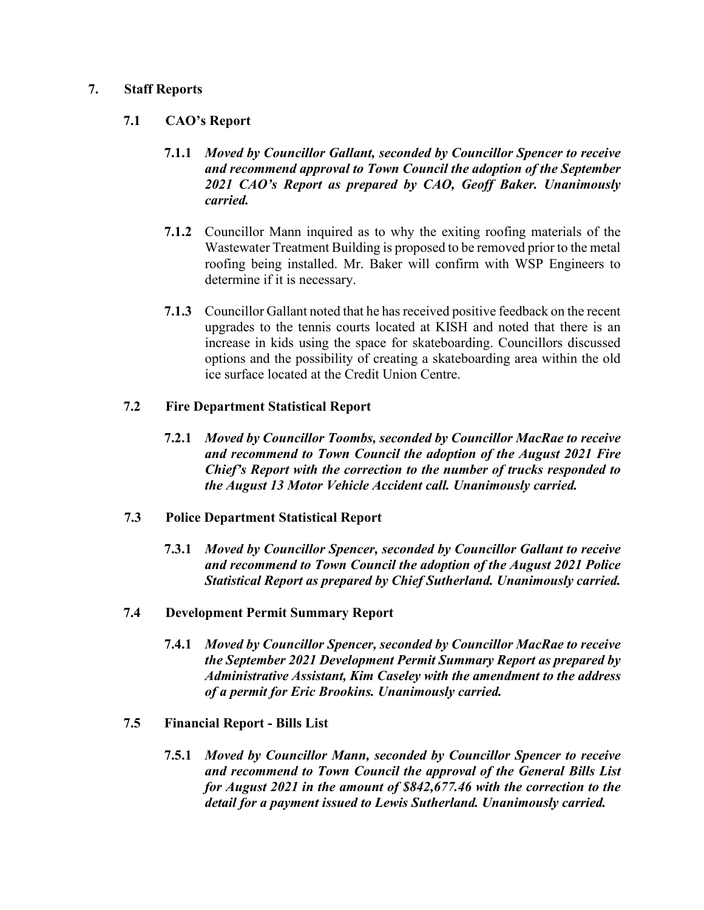## 7. Staff Reports

### 7.1 CAO's Report

**7.1.1** ***Moved by Councillor Gallant, seconded by Councillor Spencer to receive and recommend approval to Town Council the adoption of the September 2021 CAO's Report as prepared by CAO, Geoff Baker. Unanimously carried.***

**7.1.2** Councillor Mann inquired as to why the exiting roofing materials of the Wastewater Treatment Building is proposed to be removed prior to the metal roofing being installed. Mr. Baker will confirm with WSP Engineers to determine if it is necessary.

**7.1.3** Councillor Gallant noted that he has received positive feedback on the recent upgrades to the tennis courts located at KISH and noted that there is an increase in kids using the space for skateboarding. Councillors discussed options and the possibility of creating a skateboarding area within the old ice surface located at the Credit Union Centre.

### 7.2 Fire Department Statistical Report

**7.2.1** ***Moved by Councillor Toombs, seconded by Councillor MacRae to receive and recommend to Town Council the adoption of the August 2021 Fire Chief's Report with the correction to the number of trucks responded to the August 13 Motor Vehicle Accident call. Unanimously carried.***

### 7.3 Police Department Statistical Report

**7.3.1** ***Moved by Councillor Spencer, seconded by Councillor Gallant to receive and recommend to Town Council the adoption of the August 2021 Police Statistical Report as prepared by Chief Sutherland. Unanimously carried.***

### 7.4 Development Permit Summary Report

**7.4.1** ***Moved by Councillor Spencer, seconded by Councillor MacRae to receive the September 2021 Development Permit Summary Report as prepared by Administrative Assistant, Kim Caseley with the amendment to the address of a permit for Eric Brookins. Unanimously carried.***

### 7.5 Financial Report - Bills List

**7.5.1** ***Moved by Councillor Mann, seconded by Councillor Spencer to receive and recommend to Town Council the approval of the General Bills List for August 2021 in the amount of $842,677.46 with the correction to the detail for a payment issued to Lewis Sutherland. Unanimously carried.***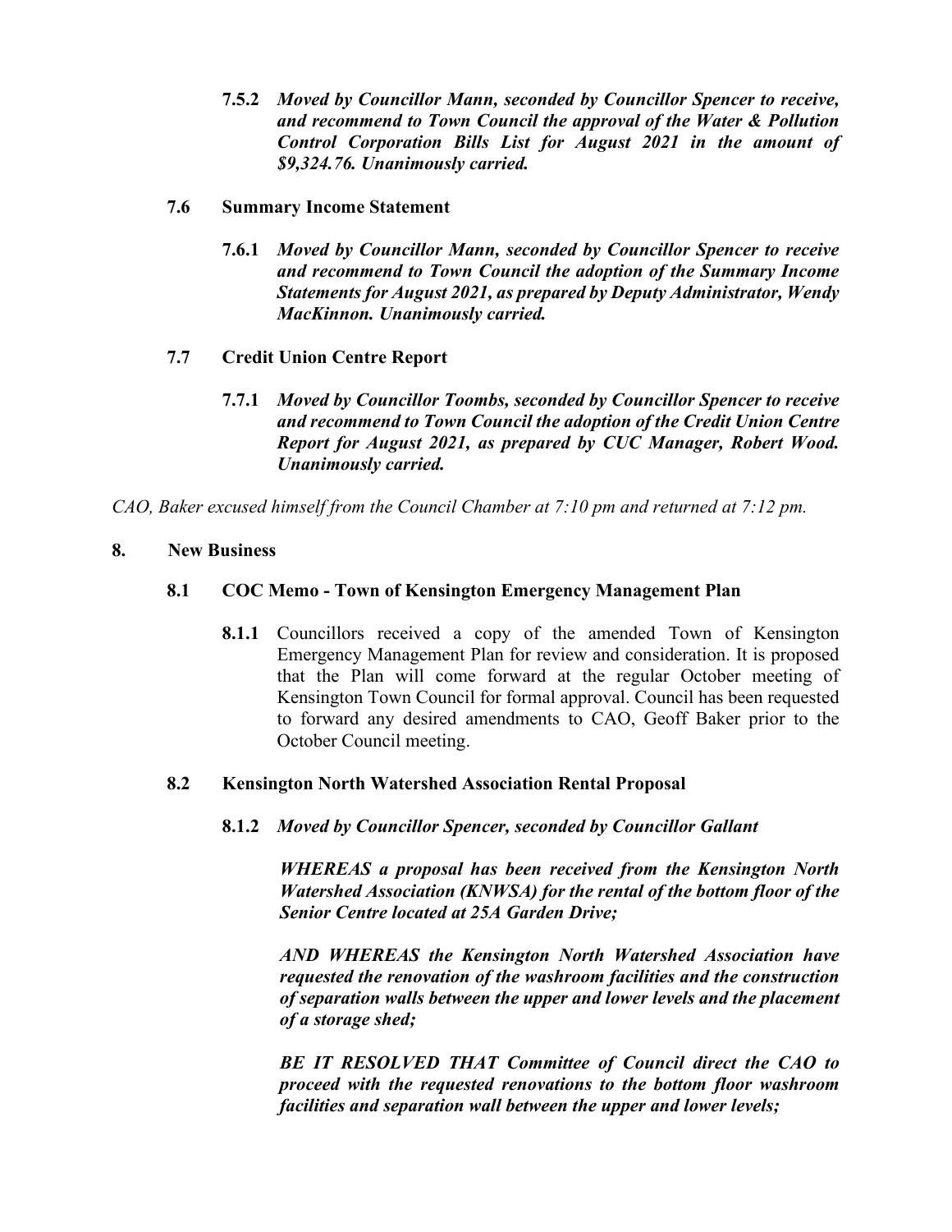**7.5.2** ***Moved by Councillor Mann, seconded by Councillor Spencer to receive, and recommend to Town Council the approval of the Water & Pollution Control Corporation Bills List for August 2021 in the amount of $9,324.76. Unanimously carried.***

### 7.6 Summary Income Statement

**7.6.1** ***Moved by Councillor Mann, seconded by Councillor Spencer to receive and recommend to Town Council the adoption of the Summary Income Statements for August 2021, as prepared by Deputy Administrator, Wendy MacKinnon. Unanimously carried.***

### 7.7 Credit Union Centre Report

**7.7.1** ***Moved by Councillor Toombs, seconded by Councillor Spencer to receive and recommend to Town Council the adoption of the Credit Union Centre Report for August 2021, as prepared by CUC Manager, Robert Wood. Unanimously carried.***

*CAO, Baker excused himself from the Council Chamber at 7:10 pm and returned at 7:12 pm.*

## 8. New Business

### 8.1 COC Memo - Town of Kensington Emergency Management Plan

**8.1.1** Councillors received a copy of the amended Town of Kensington Emergency Management Plan for review and consideration. It is proposed that the Plan will come forward at the regular October meeting of Kensington Town Council for formal approval. Council has been requested to forward any desired amendments to CAO, Geoff Baker prior to the October Council meeting.

### 8.2 Kensington North Watershed Association Rental Proposal

**8.1.2** ***Moved by Councillor Spencer, seconded by Councillor Gallant***

***WHEREAS a proposal has been received from the Kensington North Watershed Association (KNWSA) for the rental of the bottom floor of the Senior Centre located at 25A Garden Drive;***

***AND WHEREAS the Kensington North Watershed Association have requested the renovation of the washroom facilities and the construction of separation walls between the upper and lower levels and the placement of a storage shed;***

***BE IT RESOLVED THAT Committee of Council direct the CAO to proceed with the requested renovations to the bottom floor washroom facilities and separation wall between the upper and lower levels;***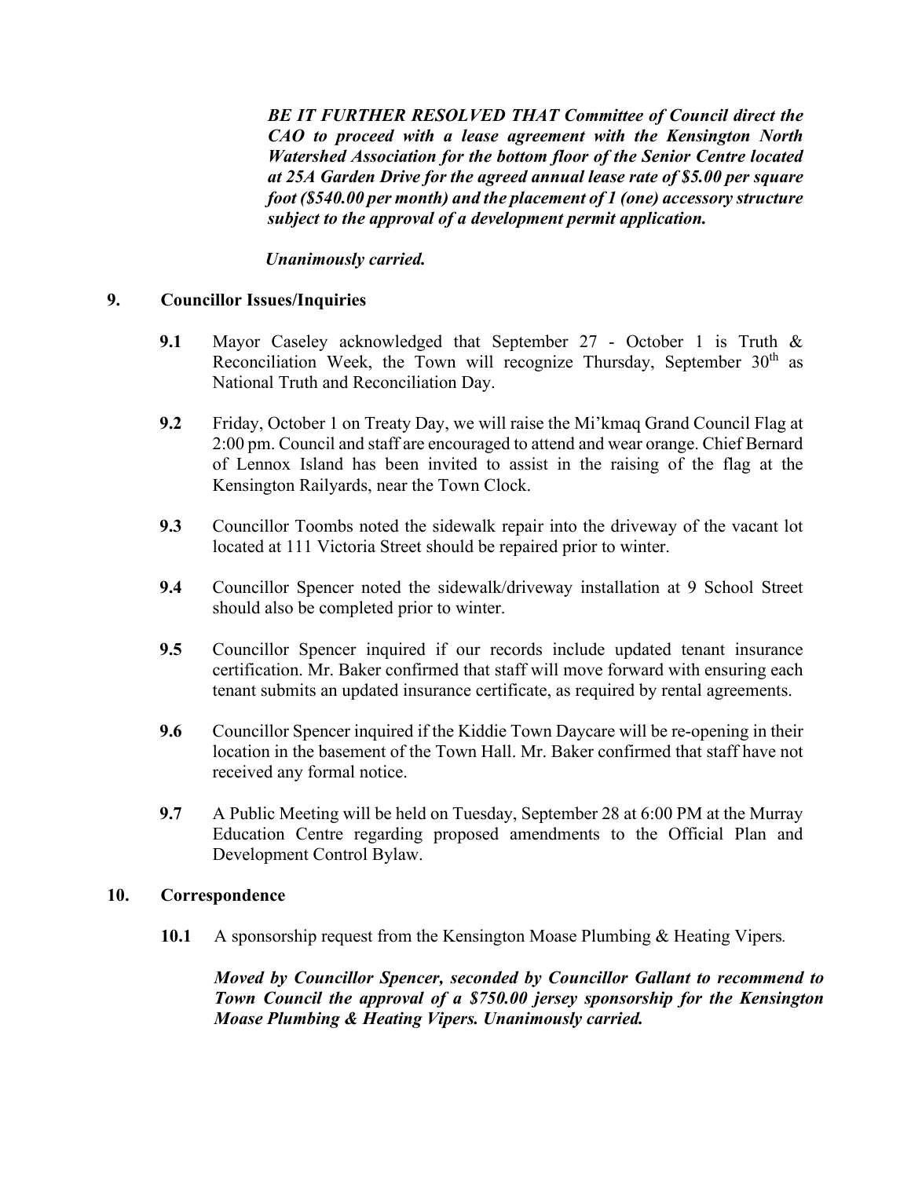***BE IT FURTHER RESOLVED THAT Committee of Council direct the CAO to proceed with a lease agreement with the Kensington North Watershed Association for the bottom floor of the Senior Centre located at 25A Garden Drive for the agreed annual lease rate of $5.00 per square foot ($540.00 per month) and the placement of 1 (one) accessory structure subject to the approval of a development permit application.***

***Unanimously carried.***

## 9. Councillor Issues/Inquiries

**9.1** Mayor Caseley acknowledged that September 27 - October 1 is Truth & Reconciliation Week, the Town will recognize Thursday, September 30th as National Truth and Reconciliation Day.

**9.2** Friday, October 1 on Treaty Day, we will raise the Mi'kmaq Grand Council Flag at 2:00 pm. Council and staff are encouraged to attend and wear orange. Chief Bernard of Lennox Island has been invited to assist in the raising of the flag at the Kensington Railyards, near the Town Clock.

**9.3** Councillor Toombs noted the sidewalk repair into the driveway of the vacant lot located at 111 Victoria Street should be repaired prior to winter.

**9.4** Councillor Spencer noted the sidewalk/driveway installation at 9 School Street should also be completed prior to winter.

**9.5** Councillor Spencer inquired if our records include updated tenant insurance certification. Mr. Baker confirmed that staff will move forward with ensuring each tenant submits an updated insurance certificate, as required by rental agreements.

**9.6** Councillor Spencer inquired if the Kiddie Town Daycare will be re-opening in their location in the basement of the Town Hall. Mr. Baker confirmed that staff have not received any formal notice.

**9.7** A Public Meeting will be held on Tuesday, September 28 at 6:00 PM at the Murray Education Centre regarding proposed amendments to the Official Plan and Development Control Bylaw.

## 10. Correspondence

**10.1** A sponsorship request from the Kensington Moase Plumbing & Heating Vipers.

***Moved by Councillor Spencer, seconded by Councillor Gallant to recommend to Town Council the approval of a $750.00 jersey sponsorship for the Kensington Moase Plumbing & Heating Vipers. Unanimously carried.***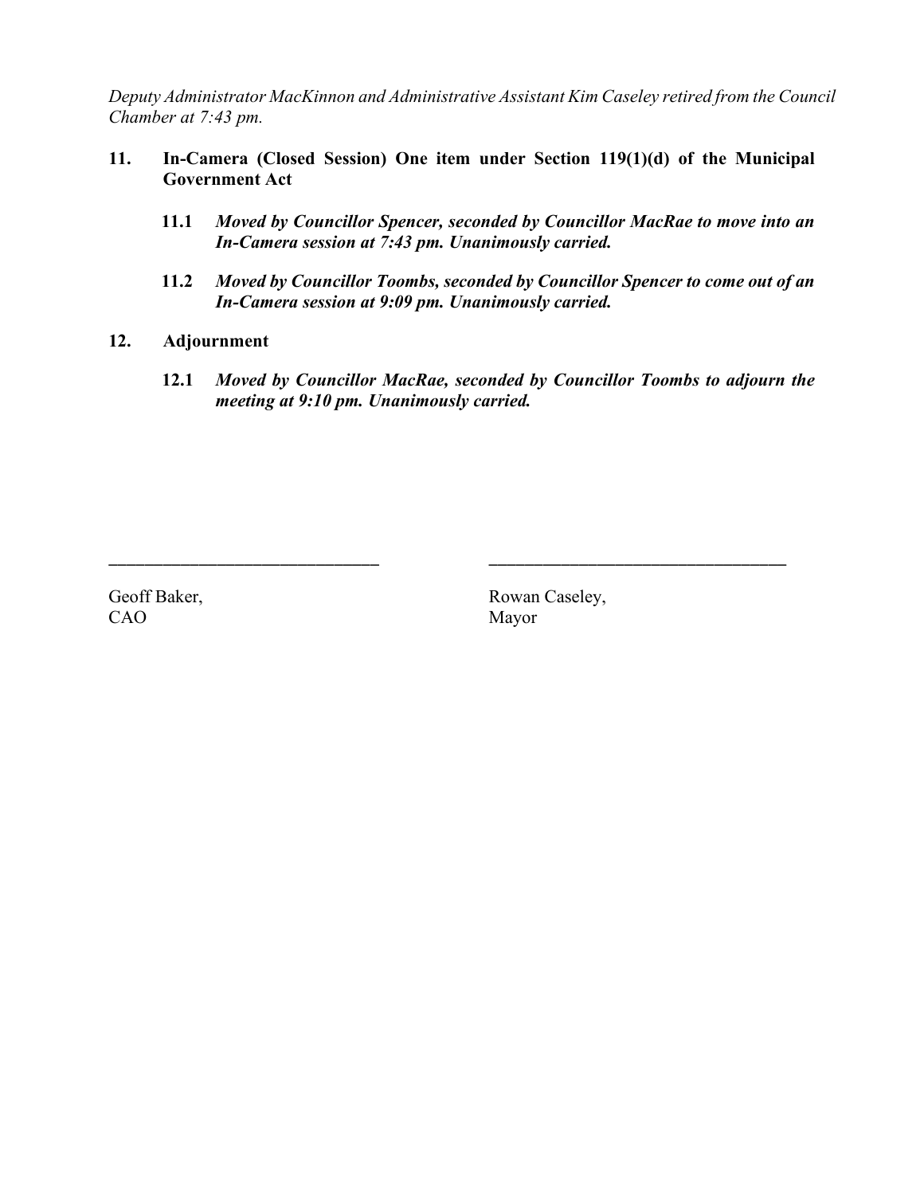*Deputy Administrator MacKinnon and Administrative Assistant Kim Caseley retired from the Council Chamber at 7:43 pm.*

**11. In-Camera (Closed Session) One item under Section 119(1)(d) of the Municipal Government Act**

**11.1** ***Moved by Councillor Spencer, seconded by Councillor MacRae to move into an In-Camera session at 7:43 pm. Unanimously carried.***

**11.2** ***Moved by Councillor Toombs, seconded by Councillor Spencer to come out of an In-Camera session at 9:09 pm. Unanimously carried.***

**12. Adjournment**

**12.1** ***Moved by Councillor MacRae, seconded by Councillor Toombs to adjourn the meeting at 9:10 pm. Unanimously carried.***

_______________________________  _________________________________

Geoff Baker,
CAO

Rowan Caseley,
Mayor